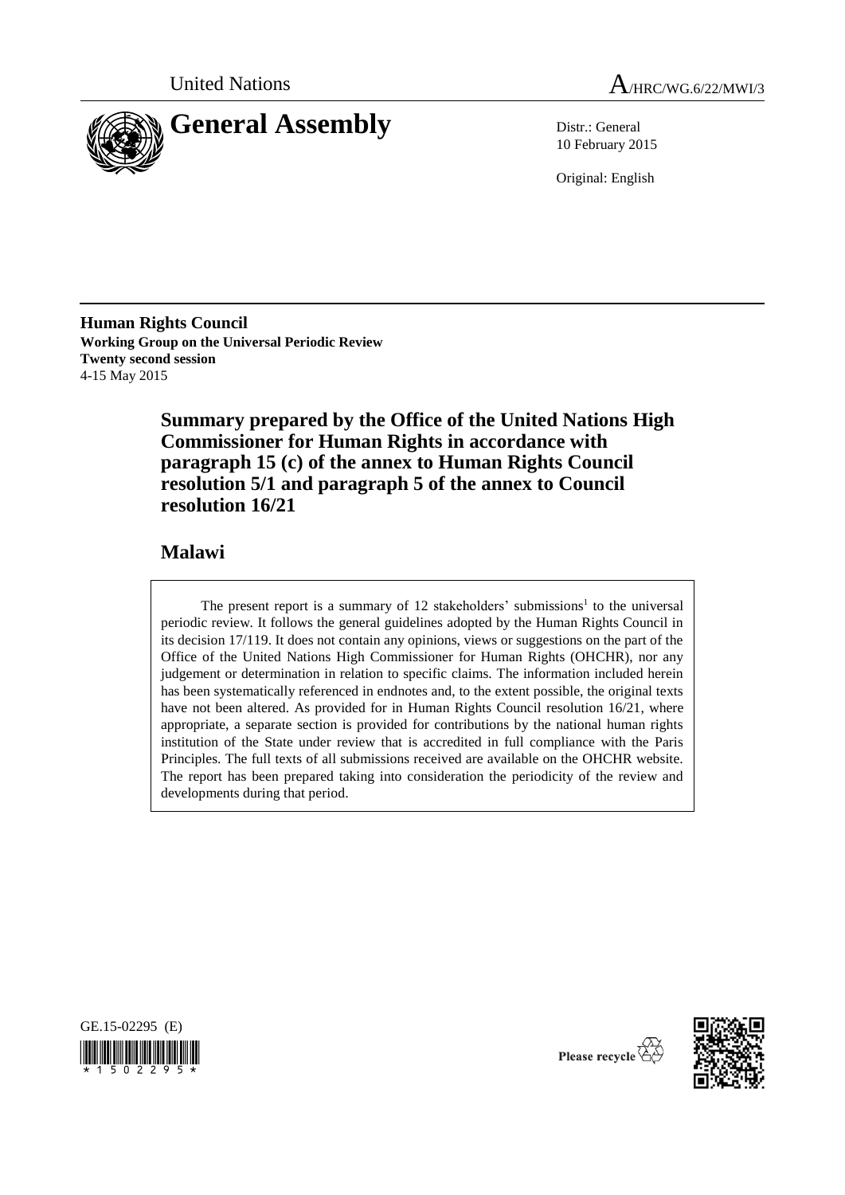United Nations

A/HRC/WG.6/22/MWI/3

# General Assembly

Distr.: General
10 February 2015

Original: English

**Human Rights Council**
**Working Group on the Universal Periodic Review**
**Twenty second session**
4-15 May 2015

## Summary prepared by the Office of the United Nations High Commissioner for Human Rights in accordance with paragraph 15 (c) of the annex to Human Rights Council resolution 5/1 and paragraph 5 of the annex to Council resolution 16/21

## Malawi

The present report is a summary of 12 stakeholders' submissions[1] to the universal periodic review. It follows the general guidelines adopted by the Human Rights Council in its decision 17/119. It does not contain any opinions, views or suggestions on the part of the Office of the United Nations High Commissioner for Human Rights (OHCHR), nor any judgement or determination in relation to specific claims. The information included herein has been systematically referenced in endnotes and, to the extent possible, the original texts have not been altered. As provided for in Human Rights Council resolution 16/21, where appropriate, a separate section is provided for contributions by the national human rights institution of the State under review that is accredited in full compliance with the Paris Principles. The full texts of all submissions received are available on the OHCHR website. The report has been prepared taking into consideration the periodicity of the review and developments during that period.

GE.15-02295 (E)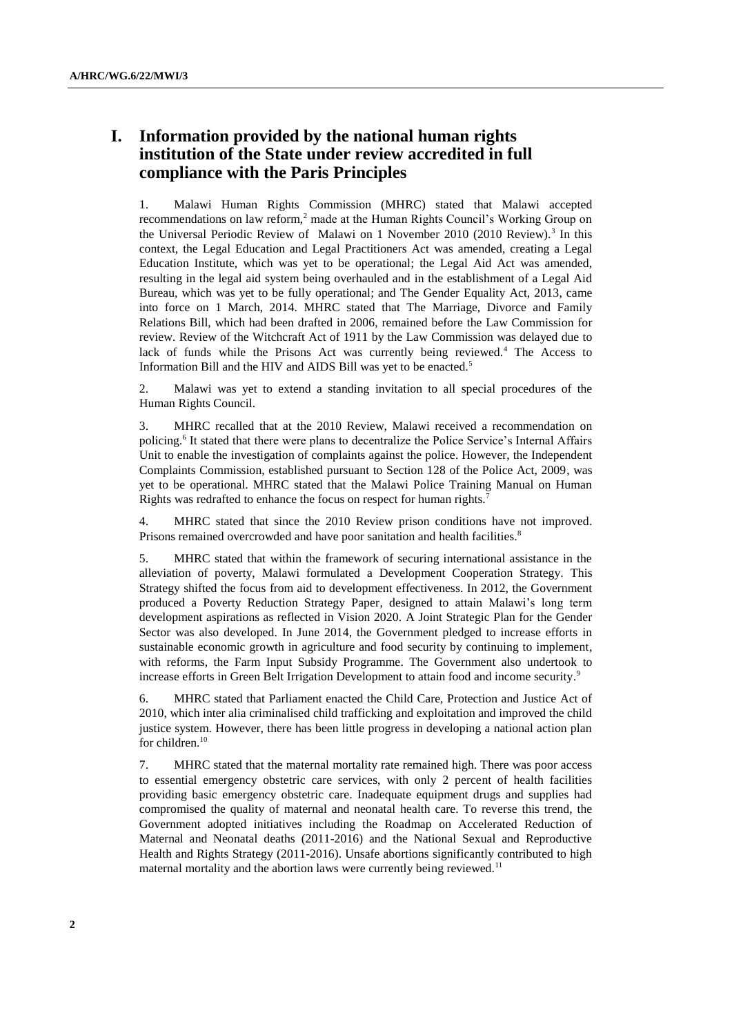# I. Information provided by the national human rights institution of the State under review accredited in full compliance with the Paris Principles

1. Malawi Human Rights Commission (MHRC) stated that Malawi accepted recommendations on law reform,[2] made at the Human Rights Council's Working Group on the Universal Periodic Review of Malawi on 1 November 2010 (2010 Review).[3] In this context, the Legal Education and Legal Practitioners Act was amended, creating a Legal Education Institute, which was yet to be operational; the Legal Aid Act was amended, resulting in the legal aid system being overhauled and in the establishment of a Legal Aid Bureau, which was yet to be fully operational; and The Gender Equality Act, 2013, came into force on 1 March, 2014. MHRC stated that The Marriage, Divorce and Family Relations Bill, which had been drafted in 2006, remained before the Law Commission for review. Review of the Witchcraft Act of 1911 by the Law Commission was delayed due to lack of funds while the Prisons Act was currently being reviewed.[4] The Access to Information Bill and the HIV and AIDS Bill was yet to be enacted.[5]

2. Malawi was yet to extend a standing invitation to all special procedures of the Human Rights Council.

3. MHRC recalled that at the 2010 Review, Malawi received a recommendation on policing.[6] It stated that there were plans to decentralize the Police Service's Internal Affairs Unit to enable the investigation of complaints against the police. However, the Independent Complaints Commission, established pursuant to Section 128 of the Police Act, 2009, was yet to be operational. MHRC stated that the Malawi Police Training Manual on Human Rights was redrafted to enhance the focus on respect for human rights.[7]

4. MHRC stated that since the 2010 Review prison conditions have not improved. Prisons remained overcrowded and have poor sanitation and health facilities.[8]

5. MHRC stated that within the framework of securing international assistance in the alleviation of poverty, Malawi formulated a Development Cooperation Strategy. This Strategy shifted the focus from aid to development effectiveness. In 2012, the Government produced a Poverty Reduction Strategy Paper, designed to attain Malawi's long term development aspirations as reflected in Vision 2020. A Joint Strategic Plan for the Gender Sector was also developed. In June 2014, the Government pledged to increase efforts in sustainable economic growth in agriculture and food security by continuing to implement, with reforms, the Farm Input Subsidy Programme. The Government also undertook to increase efforts in Green Belt Irrigation Development to attain food and income security.[9]

6. MHRC stated that Parliament enacted the Child Care, Protection and Justice Act of 2010, which inter alia criminalised child trafficking and exploitation and improved the child justice system. However, there has been little progress in developing a national action plan for children.[10]

7. MHRC stated that the maternal mortality rate remained high. There was poor access to essential emergency obstetric care services, with only 2 percent of health facilities providing basic emergency obstetric care. Inadequate equipment drugs and supplies had compromised the quality of maternal and neonatal health care. To reverse this trend, the Government adopted initiatives including the Roadmap on Accelerated Reduction of Maternal and Neonatal deaths (2011-2016) and the National Sexual and Reproductive Health and Rights Strategy (2011-2016). Unsafe abortions significantly contributed to high maternal mortality and the abortion laws were currently being reviewed.[11]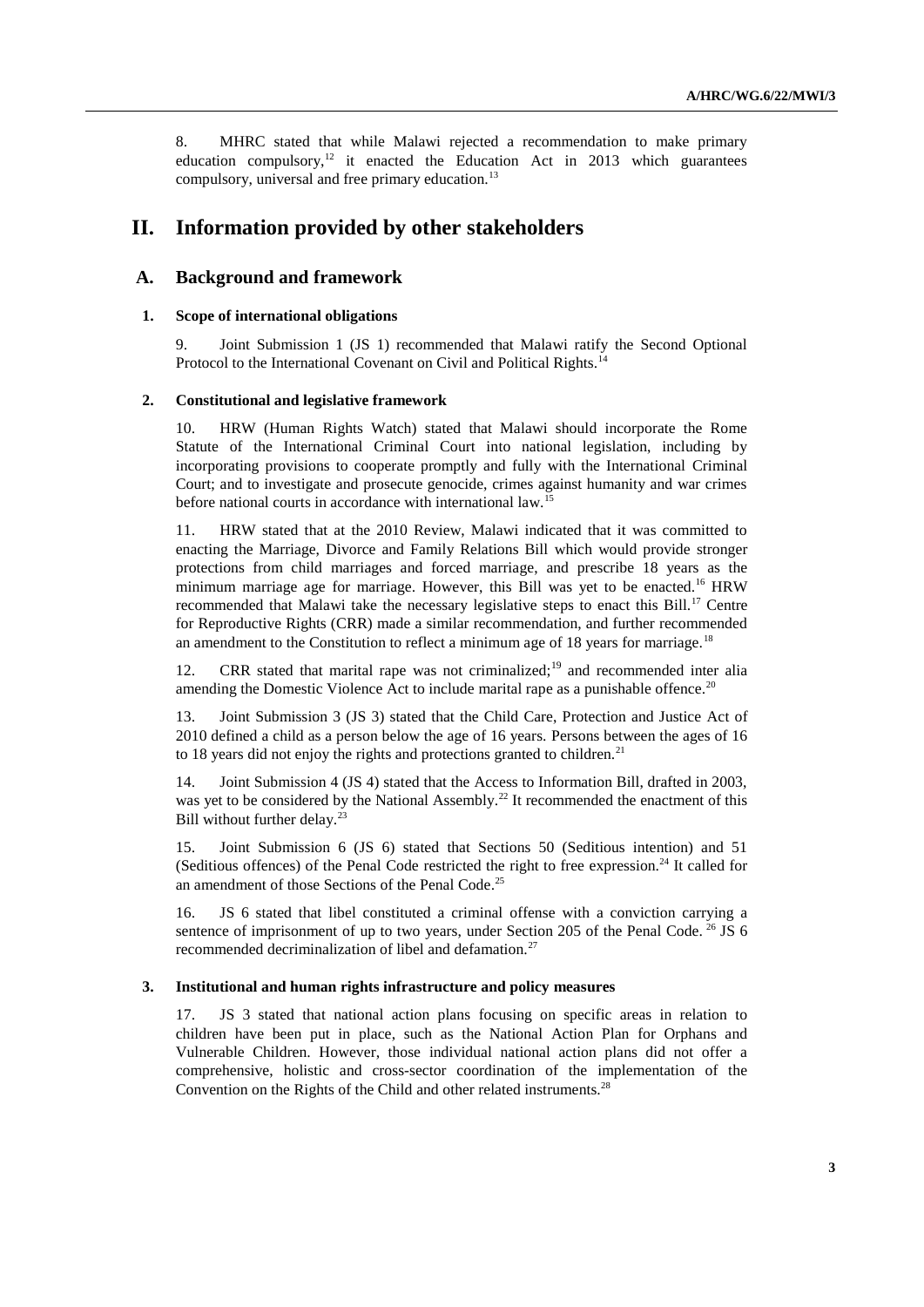8. MHRC stated that while Malawi rejected a recommendation to make primary education compulsory,[12] it enacted the Education Act in 2013 which guarantees compulsory, universal and free primary education.[13]

# II. Information provided by other stakeholders

## A. Background and framework

### 1. Scope of international obligations

9. Joint Submission 1 (JS 1) recommended that Malawi ratify the Second Optional Protocol to the International Covenant on Civil and Political Rights.[14]

### 2. Constitutional and legislative framework

10. HRW (Human Rights Watch) stated that Malawi should incorporate the Rome Statute of the International Criminal Court into national legislation, including by incorporating provisions to cooperate promptly and fully with the International Criminal Court; and to investigate and prosecute genocide, crimes against humanity and war crimes before national courts in accordance with international law.[15]

11. HRW stated that at the 2010 Review, Malawi indicated that it was committed to enacting the Marriage, Divorce and Family Relations Bill which would provide stronger protections from child marriages and forced marriage, and prescribe 18 years as the minimum marriage age for marriage. However, this Bill was yet to be enacted.[16] HRW recommended that Malawi take the necessary legislative steps to enact this Bill.[17] Centre for Reproductive Rights (CRR) made a similar recommendation, and further recommended an amendment to the Constitution to reflect a minimum age of 18 years for marriage.[18]

12. CRR stated that marital rape was not criminalized;[19] and recommended inter alia amending the Domestic Violence Act to include marital rape as a punishable offence.[20]

13. Joint Submission 3 (JS 3) stated that the Child Care, Protection and Justice Act of 2010 defined a child as a person below the age of 16 years. Persons between the ages of 16 to 18 years did not enjoy the rights and protections granted to children.[21]

14. Joint Submission 4 (JS 4) stated that the Access to Information Bill, drafted in 2003, was yet to be considered by the National Assembly.[22] It recommended the enactment of this Bill without further delay.[23]

15. Joint Submission 6 (JS 6) stated that Sections 50 (Seditious intention) and 51 (Seditious offences) of the Penal Code restricted the right to free expression.[24] It called for an amendment of those Sections of the Penal Code.[25]

16. JS 6 stated that libel constituted a criminal offense with a conviction carrying a sentence of imprisonment of up to two years, under Section 205 of the Penal Code.[26] JS 6 recommended decriminalization of libel and defamation.[27]

### 3. Institutional and human rights infrastructure and policy measures

17. JS 3 stated that national action plans focusing on specific areas in relation to children have been put in place, such as the National Action Plan for Orphans and Vulnerable Children. However, those individual national action plans did not offer a comprehensive, holistic and cross-sector coordination of the implementation of the Convention on the Rights of the Child and other related instruments.[28]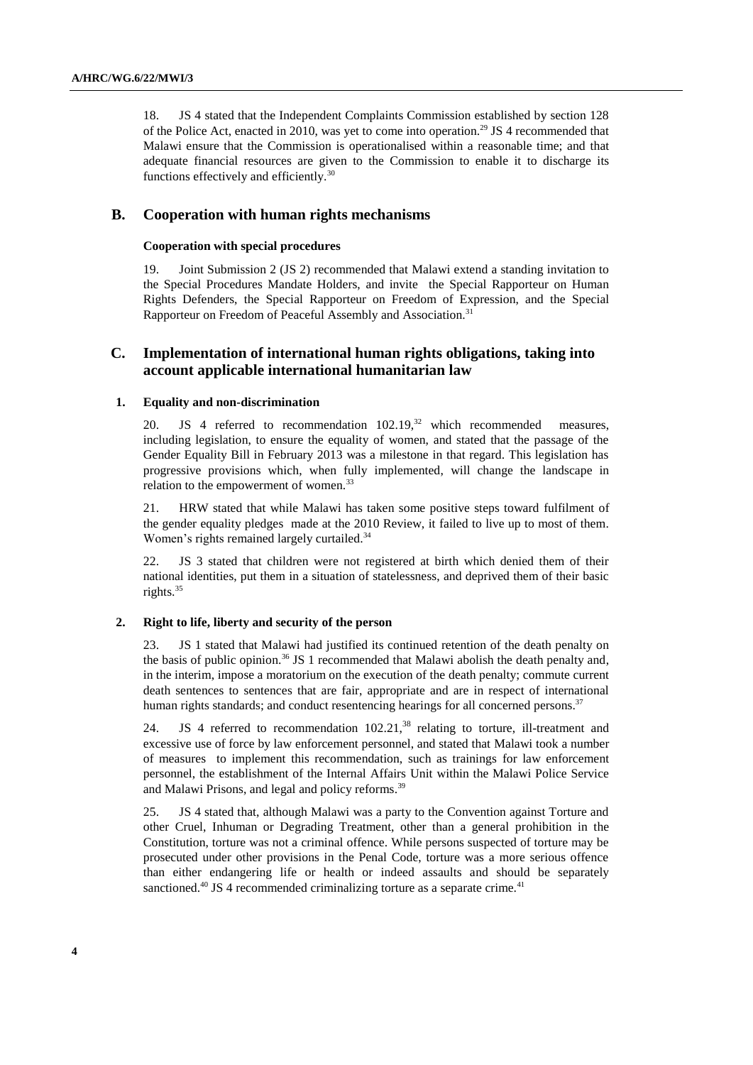18. JS 4 stated that the Independent Complaints Commission established by section 128 of the Police Act, enacted in 2010, was yet to come into operation.[29] JS 4 recommended that Malawi ensure that the Commission is operationalised within a reasonable time; and that adequate financial resources are given to the Commission to enable it to discharge its functions effectively and efficiently.[30]

## B. Cooperation with human rights mechanisms

### Cooperation with special procedures

19. Joint Submission 2 (JS 2) recommended that Malawi extend a standing invitation to the Special Procedures Mandate Holders, and invite the Special Rapporteur on Human Rights Defenders, the Special Rapporteur on Freedom of Expression, and the Special Rapporteur on Freedom of Peaceful Assembly and Association.[31]

## C. Implementation of international human rights obligations, taking into account applicable international humanitarian law

### 1. Equality and non-discrimination

20. JS 4 referred to recommendation 102.19,[32] which recommended measures, including legislation, to ensure the equality of women, and stated that the passage of the Gender Equality Bill in February 2013 was a milestone in that regard. This legislation has progressive provisions which, when fully implemented, will change the landscape in relation to the empowerment of women.[33]

21. HRW stated that while Malawi has taken some positive steps toward fulfilment of the gender equality pledges made at the 2010 Review, it failed to live up to most of them. Women's rights remained largely curtailed.[34]

22. JS 3 stated that children were not registered at birth which denied them of their national identities, put them in a situation of statelessness, and deprived them of their basic rights.[35]

### 2. Right to life, liberty and security of the person

23. JS 1 stated that Malawi had justified its continued retention of the death penalty on the basis of public opinion.[36] JS 1 recommended that Malawi abolish the death penalty and, in the interim, impose a moratorium on the execution of the death penalty; commute current death sentences to sentences that are fair, appropriate and are in respect of international human rights standards; and conduct resentencing hearings for all concerned persons.[37]

24. JS 4 referred to recommendation 102.21,[38] relating to torture, ill-treatment and excessive use of force by law enforcement personnel, and stated that Malawi took a number of measures to implement this recommendation, such as trainings for law enforcement personnel, the establishment of the Internal Affairs Unit within the Malawi Police Service and Malawi Prisons, and legal and policy reforms.[39]

25. JS 4 stated that, although Malawi was a party to the Convention against Torture and other Cruel, Inhuman or Degrading Treatment, other than a general prohibition in the Constitution, torture was not a criminal offence. While persons suspected of torture may be prosecuted under other provisions in the Penal Code, torture was a more serious offence than either endangering life or health or indeed assaults and should be separately sanctioned.[40] JS 4 recommended criminalizing torture as a separate crime.[41]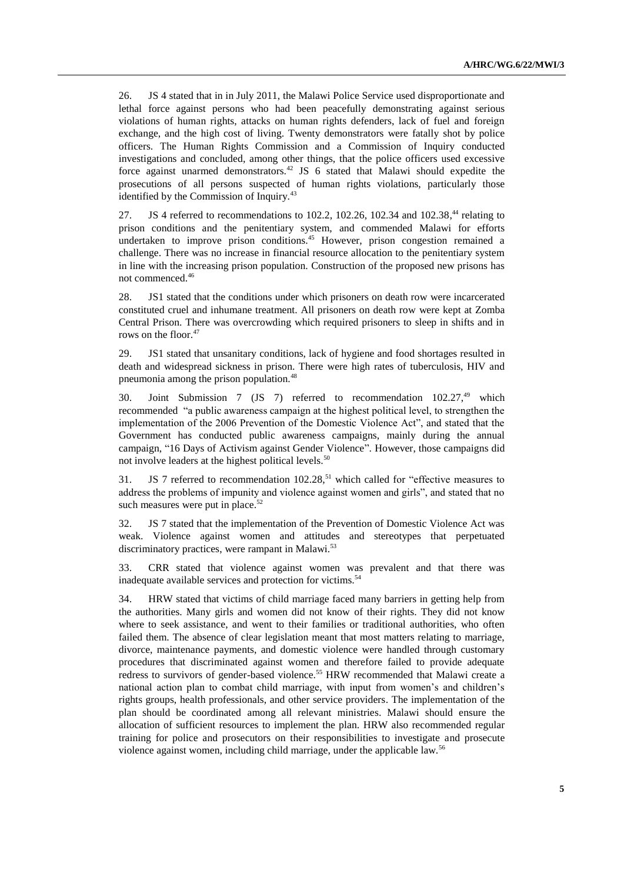26. JS 4 stated that in in July 2011, the Malawi Police Service used disproportionate and lethal force against persons who had been peacefully demonstrating against serious violations of human rights, attacks on human rights defenders, lack of fuel and foreign exchange, and the high cost of living. Twenty demonstrators were fatally shot by police officers. The Human Rights Commission and a Commission of Inquiry conducted investigations and concluded, among other things, that the police officers used excessive force against unarmed demonstrators.[42] JS 6 stated that Malawi should expedite the prosecutions of all persons suspected of human rights violations, particularly those identified by the Commission of Inquiry.[43]

27. JS 4 referred to recommendations to 102.2, 102.26, 102.34 and 102.38,[44] relating to prison conditions and the penitentiary system, and commended Malawi for efforts undertaken to improve prison conditions.[45] However, prison congestion remained a challenge. There was no increase in financial resource allocation to the penitentiary system in line with the increasing prison population. Construction of the proposed new prisons has not commenced.[46]

28. JS1 stated that the conditions under which prisoners on death row were incarcerated constituted cruel and inhumane treatment. All prisoners on death row were kept at Zomba Central Prison. There was overcrowding which required prisoners to sleep in shifts and in rows on the floor.[47]

29. JS1 stated that unsanitary conditions, lack of hygiene and food shortages resulted in death and widespread sickness in prison. There were high rates of tuberculosis, HIV and pneumonia among the prison population.[48]

30. Joint Submission 7 (JS 7) referred to recommendation 102.27,[49] which recommended "a public awareness campaign at the highest political level, to strengthen the implementation of the 2006 Prevention of the Domestic Violence Act", and stated that the Government has conducted public awareness campaigns, mainly during the annual campaign, "16 Days of Activism against Gender Violence". However, those campaigns did not involve leaders at the highest political levels.[50]

31. JS 7 referred to recommendation 102.28,[51] which called for "effective measures to address the problems of impunity and violence against women and girls", and stated that no such measures were put in place.[52]

32. JS 7 stated that the implementation of the Prevention of Domestic Violence Act was weak. Violence against women and attitudes and stereotypes that perpetuated discriminatory practices, were rampant in Malawi.[53]

33. CRR stated that violence against women was prevalent and that there was inadequate available services and protection for victims.[54]

34. HRW stated that victims of child marriage faced many barriers in getting help from the authorities. Many girls and women did not know of their rights. They did not know where to seek assistance, and went to their families or traditional authorities, who often failed them. The absence of clear legislation meant that most matters relating to marriage, divorce, maintenance payments, and domestic violence were handled through customary procedures that discriminated against women and therefore failed to provide adequate redress to survivors of gender-based violence.[55] HRW recommended that Malawi create a national action plan to combat child marriage, with input from women's and children's rights groups, health professionals, and other service providers. The implementation of the plan should be coordinated among all relevant ministries. Malawi should ensure the allocation of sufficient resources to implement the plan. HRW also recommended regular training for police and prosecutors on their responsibilities to investigate and prosecute violence against women, including child marriage, under the applicable law.[56]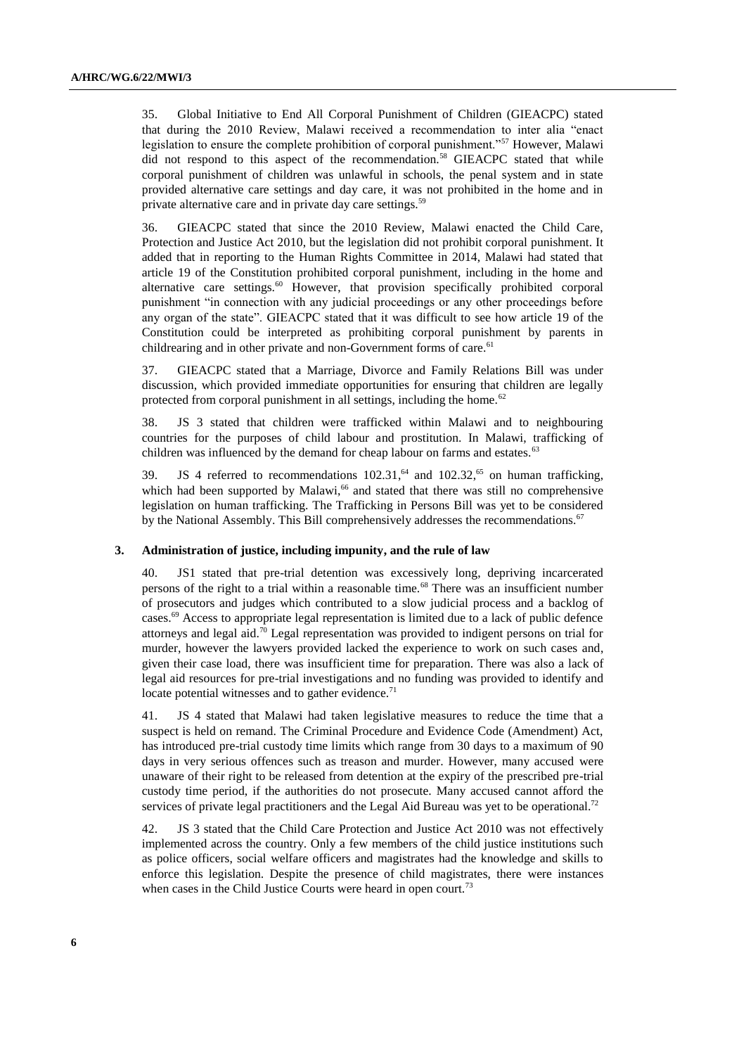35. Global Initiative to End All Corporal Punishment of Children (GIEACPC) stated that during the 2010 Review, Malawi received a recommendation to inter alia "enact legislation to ensure the complete prohibition of corporal punishment."[57] However, Malawi did not respond to this aspect of the recommendation.[58] GIEACPC stated that while corporal punishment of children was unlawful in schools, the penal system and in state provided alternative care settings and day care, it was not prohibited in the home and in private alternative care and in private day care settings.[59]

36. GIEACPC stated that since the 2010 Review, Malawi enacted the Child Care, Protection and Justice Act 2010, but the legislation did not prohibit corporal punishment. It added that in reporting to the Human Rights Committee in 2014, Malawi had stated that article 19 of the Constitution prohibited corporal punishment, including in the home and alternative care settings.[60] However, that provision specifically prohibited corporal punishment "in connection with any judicial proceedings or any other proceedings before any organ of the state". GIEACPC stated that it was difficult to see how article 19 of the Constitution could be interpreted as prohibiting corporal punishment by parents in childrearing and in other private and non-Government forms of care.[61]

37. GIEACPC stated that a Marriage, Divorce and Family Relations Bill was under discussion, which provided immediate opportunities for ensuring that children are legally protected from corporal punishment in all settings, including the home.[62]

38. JS 3 stated that children were trafficked within Malawi and to neighbouring countries for the purposes of child labour and prostitution. In Malawi, trafficking of children was influenced by the demand for cheap labour on farms and estates.[63]

39. JS 4 referred to recommendations 102.31,[64] and 102.32,[65] on human trafficking, which had been supported by Malawi,[66] and stated that there was still no comprehensive legislation on human trafficking. The Trafficking in Persons Bill was yet to be considered by the National Assembly. This Bill comprehensively addresses the recommendations.[67]

### 3. Administration of justice, including impunity, and the rule of law

40. JS1 stated that pre-trial detention was excessively long, depriving incarcerated persons of the right to a trial within a reasonable time.[68] There was an insufficient number of prosecutors and judges which contributed to a slow judicial process and a backlog of cases.[69] Access to appropriate legal representation is limited due to a lack of public defence attorneys and legal aid.[70] Legal representation was provided to indigent persons on trial for murder, however the lawyers provided lacked the experience to work on such cases and, given their case load, there was insufficient time for preparation. There was also a lack of legal aid resources for pre-trial investigations and no funding was provided to identify and locate potential witnesses and to gather evidence.[71]

41. JS 4 stated that Malawi had taken legislative measures to reduce the time that a suspect is held on remand. The Criminal Procedure and Evidence Code (Amendment) Act, has introduced pre-trial custody time limits which range from 30 days to a maximum of 90 days in very serious offences such as treason and murder. However, many accused were unaware of their right to be released from detention at the expiry of the prescribed pre-trial custody time period, if the authorities do not prosecute. Many accused cannot afford the services of private legal practitioners and the Legal Aid Bureau was yet to be operational.[72]

42. JS 3 stated that the Child Care Protection and Justice Act 2010 was not effectively implemented across the country. Only a few members of the child justice institutions such as police officers, social welfare officers and magistrates had the knowledge and skills to enforce this legislation. Despite the presence of child magistrates, there were instances when cases in the Child Justice Courts were heard in open court.[73]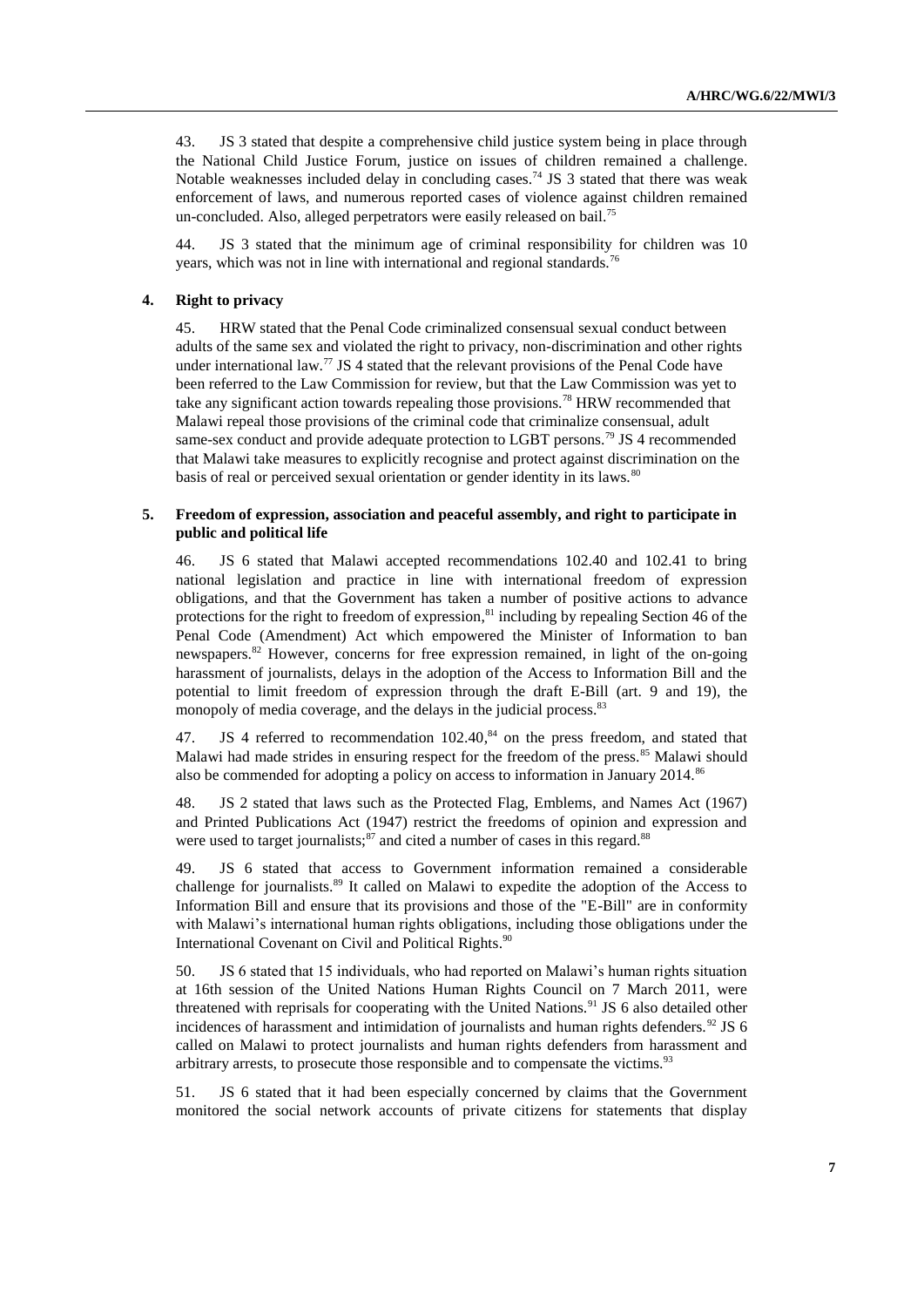43. JS 3 stated that despite a comprehensive child justice system being in place through the National Child Justice Forum, justice on issues of children remained a challenge. Notable weaknesses included delay in concluding cases.[74] JS 3 stated that there was weak enforcement of laws, and numerous reported cases of violence against children remained un-concluded. Also, alleged perpetrators were easily released on bail.[75]

44. JS 3 stated that the minimum age of criminal responsibility for children was 10 years, which was not in line with international and regional standards.[76]

### 4. Right to privacy

45. HRW stated that the Penal Code criminalized consensual sexual conduct between adults of the same sex and violated the right to privacy, non-discrimination and other rights under international law.[77] JS 4 stated that the relevant provisions of the Penal Code have been referred to the Law Commission for review, but that the Law Commission was yet to take any significant action towards repealing those provisions.[78] HRW recommended that Malawi repeal those provisions of the criminal code that criminalize consensual, adult same-sex conduct and provide adequate protection to LGBT persons.[79] JS 4 recommended that Malawi take measures to explicitly recognise and protect against discrimination on the basis of real or perceived sexual orientation or gender identity in its laws.[80]

### 5. Freedom of expression, association and peaceful assembly, and right to participate in public and political life

46. JS 6 stated that Malawi accepted recommendations 102.40 and 102.41 to bring national legislation and practice in line with international freedom of expression obligations, and that the Government has taken a number of positive actions to advance protections for the right to freedom of expression,[81] including by repealing Section 46 of the Penal Code (Amendment) Act which empowered the Minister of Information to ban newspapers.[82] However, concerns for free expression remained, in light of the on-going harassment of journalists, delays in the adoption of the Access to Information Bill and the potential to limit freedom of expression through the draft E-Bill (art. 9 and 19), the monopoly of media coverage, and the delays in the judicial process.[83]

47. JS 4 referred to recommendation 102.40,[84] on the press freedom, and stated that Malawi had made strides in ensuring respect for the freedom of the press.[85] Malawi should also be commended for adopting a policy on access to information in January 2014.[86]

48. JS 2 stated that laws such as the Protected Flag, Emblems, and Names Act (1967) and Printed Publications Act (1947) restrict the freedoms of opinion and expression and were used to target journalists;[87] and cited a number of cases in this regard.[88]

49. JS 6 stated that access to Government information remained a considerable challenge for journalists.[89] It called on Malawi to expedite the adoption of the Access to Information Bill and ensure that its provisions and those of the "E-Bill" are in conformity with Malawi's international human rights obligations, including those obligations under the International Covenant on Civil and Political Rights.[90]

50. JS 6 stated that 15 individuals, who had reported on Malawi's human rights situation at 16th session of the United Nations Human Rights Council on 7 March 2011, were threatened with reprisals for cooperating with the United Nations.[91] JS 6 also detailed other incidences of harassment and intimidation of journalists and human rights defenders.[92] JS 6 called on Malawi to protect journalists and human rights defenders from harassment and arbitrary arrests, to prosecute those responsible and to compensate the victims.[93]

51. JS 6 stated that it had been especially concerned by claims that the Government monitored the social network accounts of private citizens for statements that display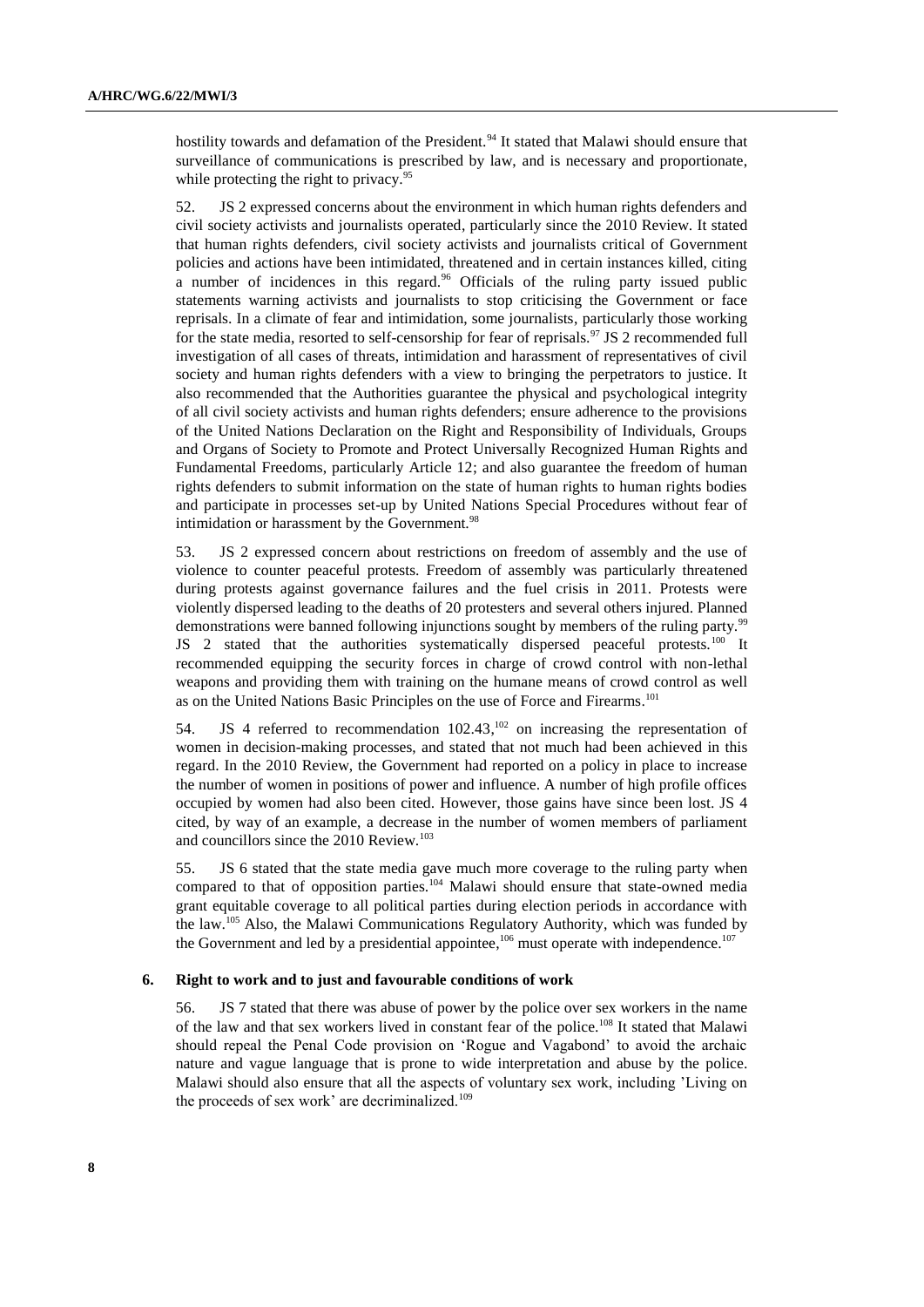hostility towards and defamation of the President.[94] It stated that Malawi should ensure that surveillance of communications is prescribed by law, and is necessary and proportionate, while protecting the right to privacy.[95]

52. JS 2 expressed concerns about the environment in which human rights defenders and civil society activists and journalists operated, particularly since the 2010 Review. It stated that human rights defenders, civil society activists and journalists critical of Government policies and actions have been intimidated, threatened and in certain instances killed, citing a number of incidences in this regard.[96] Officials of the ruling party issued public statements warning activists and journalists to stop criticising the Government or face reprisals. In a climate of fear and intimidation, some journalists, particularly those working for the state media, resorted to self-censorship for fear of reprisals.[97] JS 2 recommended full investigation of all cases of threats, intimidation and harassment of representatives of civil society and human rights defenders with a view to bringing the perpetrators to justice. It also recommended that the Authorities guarantee the physical and psychological integrity of all civil society activists and human rights defenders; ensure adherence to the provisions of the United Nations Declaration on the Right and Responsibility of Individuals, Groups and Organs of Society to Promote and Protect Universally Recognized Human Rights and Fundamental Freedoms, particularly Article 12; and also guarantee the freedom of human rights defenders to submit information on the state of human rights to human rights bodies and participate in processes set-up by United Nations Special Procedures without fear of intimidation or harassment by the Government.[98]

53. JS 2 expressed concern about restrictions on freedom of assembly and the use of violence to counter peaceful protests. Freedom of assembly was particularly threatened during protests against governance failures and the fuel crisis in 2011. Protests were violently dispersed leading to the deaths of 20 protesters and several others injured. Planned demonstrations were banned following injunctions sought by members of the ruling party.[99] JS 2 stated that the authorities systematically dispersed peaceful protests.[100] It recommended equipping the security forces in charge of crowd control with non-lethal weapons and providing them with training on the humane means of crowd control as well as on the United Nations Basic Principles on the use of Force and Firearms.[101]

54. JS 4 referred to recommendation 102.43,[102] on increasing the representation of women in decision-making processes, and stated that not much had been achieved in this regard. In the 2010 Review, the Government had reported on a policy in place to increase the number of women in positions of power and influence. A number of high profile offices occupied by women had also been cited. However, those gains have since been lost. JS 4 cited, by way of an example, a decrease in the number of women members of parliament and councillors since the 2010 Review.[103]

55. JS 6 stated that the state media gave much more coverage to the ruling party when compared to that of opposition parties.[104] Malawi should ensure that state-owned media grant equitable coverage to all political parties during election periods in accordance with the law.[105] Also, the Malawi Communications Regulatory Authority, which was funded by the Government and led by a presidential appointee,[106] must operate with independence.[107]

### 6. Right to work and to just and favourable conditions of work

56. JS 7 stated that there was abuse of power by the police over sex workers in the name of the law and that sex workers lived in constant fear of the police.[108] It stated that Malawi should repeal the Penal Code provision on 'Rogue and Vagabond' to avoid the archaic nature and vague language that is prone to wide interpretation and abuse by the police. Malawi should also ensure that all the aspects of voluntary sex work, including 'Living on the proceeds of sex work' are decriminalized.[109]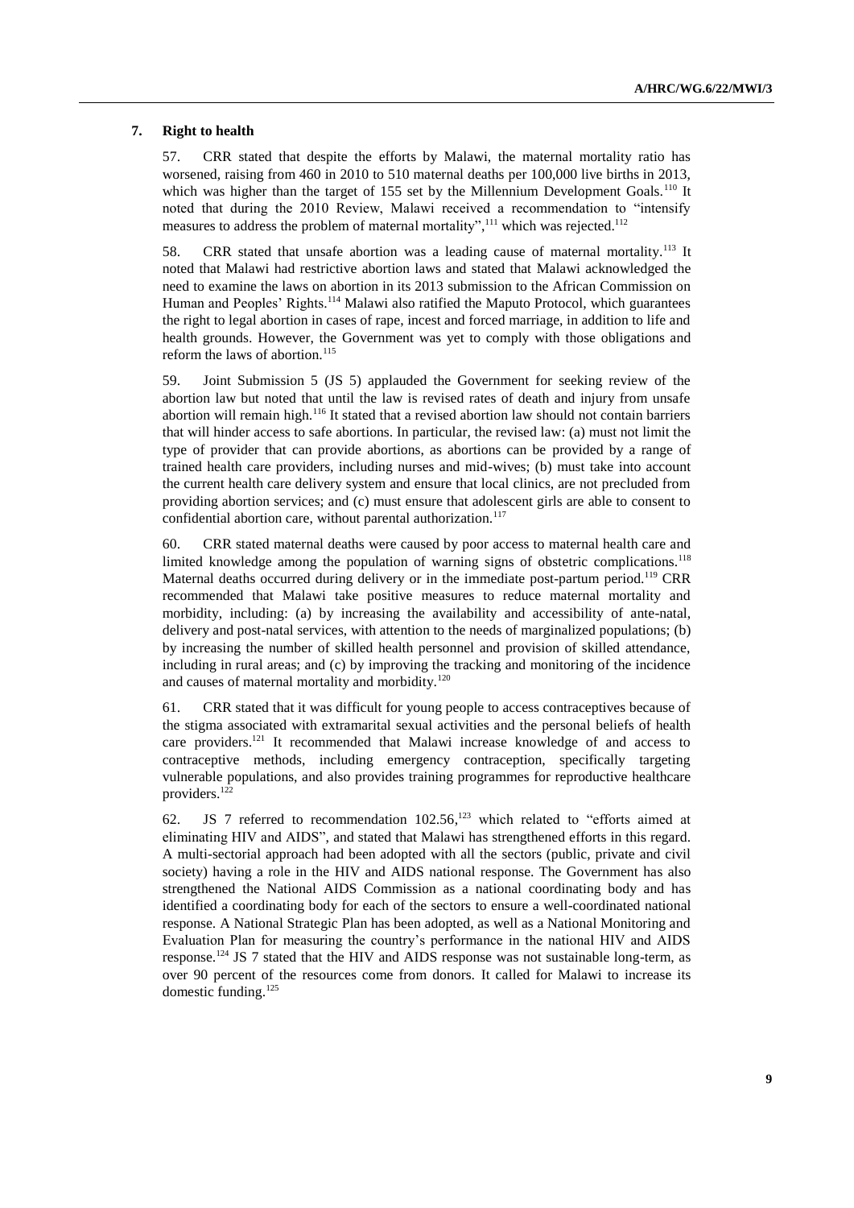### 7. Right to health

57. CRR stated that despite the efforts by Malawi, the maternal mortality ratio has worsened, raising from 460 in 2010 to 510 maternal deaths per 100,000 live births in 2013, which was higher than the target of 155 set by the Millennium Development Goals.[110] It noted that during the 2010 Review, Malawi received a recommendation to "intensify measures to address the problem of maternal mortality",[111] which was rejected.[112]

58. CRR stated that unsafe abortion was a leading cause of maternal mortality.[113] It noted that Malawi had restrictive abortion laws and stated that Malawi acknowledged the need to examine the laws on abortion in its 2013 submission to the African Commission on Human and Peoples' Rights.[114] Malawi also ratified the Maputo Protocol, which guarantees the right to legal abortion in cases of rape, incest and forced marriage, in addition to life and health grounds. However, the Government was yet to comply with those obligations and reform the laws of abortion.[115]

59. Joint Submission 5 (JS 5) applauded the Government for seeking review of the abortion law but noted that until the law is revised rates of death and injury from unsafe abortion will remain high.[116] It stated that a revised abortion law should not contain barriers that will hinder access to safe abortions. In particular, the revised law: (a) must not limit the type of provider that can provide abortions, as abortions can be provided by a range of trained health care providers, including nurses and mid-wives; (b) must take into account the current health care delivery system and ensure that local clinics, are not precluded from providing abortion services; and (c) must ensure that adolescent girls are able to consent to confidential abortion care, without parental authorization.[117]

60. CRR stated maternal deaths were caused by poor access to maternal health care and limited knowledge among the population of warning signs of obstetric complications.[118] Maternal deaths occurred during delivery or in the immediate post-partum period.[119] CRR recommended that Malawi take positive measures to reduce maternal mortality and morbidity, including: (a) by increasing the availability and accessibility of ante-natal, delivery and post-natal services, with attention to the needs of marginalized populations; (b) by increasing the number of skilled health personnel and provision of skilled attendance, including in rural areas; and (c) by improving the tracking and monitoring of the incidence and causes of maternal mortality and morbidity.[120]

61. CRR stated that it was difficult for young people to access contraceptives because of the stigma associated with extramarital sexual activities and the personal beliefs of health care providers.[121] It recommended that Malawi increase knowledge of and access to contraceptive methods, including emergency contraception, specifically targeting vulnerable populations, and also provides training programmes for reproductive healthcare providers.[122]

62. JS 7 referred to recommendation 102.56,[123] which related to "efforts aimed at eliminating HIV and AIDS", and stated that Malawi has strengthened efforts in this regard. A multi-sectorial approach had been adopted with all the sectors (public, private and civil society) having a role in the HIV and AIDS national response. The Government has also strengthened the National AIDS Commission as a national coordinating body and has identified a coordinating body for each of the sectors to ensure a well-coordinated national response. A National Strategic Plan has been adopted, as well as a National Monitoring and Evaluation Plan for measuring the country's performance in the national HIV and AIDS response.[124] JS 7 stated that the HIV and AIDS response was not sustainable long-term, as over 90 percent of the resources come from donors. It called for Malawi to increase its domestic funding.[125]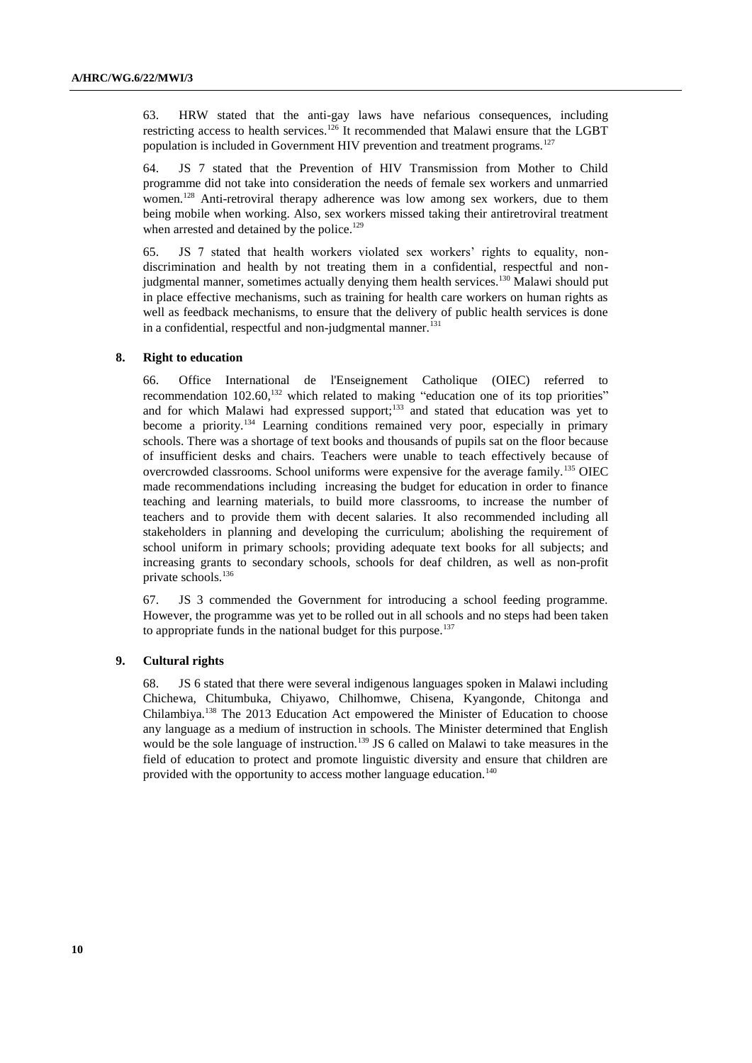63. HRW stated that the anti-gay laws have nefarious consequences, including restricting access to health services.[126] It recommended that Malawi ensure that the LGBT population is included in Government HIV prevention and treatment programs.[127]

64. JS 7 stated that the Prevention of HIV Transmission from Mother to Child programme did not take into consideration the needs of female sex workers and unmarried women.[128] Anti-retroviral therapy adherence was low among sex workers, due to them being mobile when working. Also, sex workers missed taking their antiretroviral treatment when arrested and detained by the police.[129]

65. JS 7 stated that health workers violated sex workers' rights to equality, non-discrimination and health by not treating them in a confidential, respectful and non-judgmental manner, sometimes actually denying them health services.[130] Malawi should put in place effective mechanisms, such as training for health care workers on human rights as well as feedback mechanisms, to ensure that the delivery of public health services is done in a confidential, respectful and non-judgmental manner.[131]

### 8. Right to education

66. Office International de l'Enseignement Catholique (OIEC) referred to recommendation 102.60,[132] which related to making "education one of its top priorities" and for which Malawi had expressed support;[133] and stated that education was yet to become a priority.[134] Learning conditions remained very poor, especially in primary schools. There was a shortage of text books and thousands of pupils sat on the floor because of insufficient desks and chairs. Teachers were unable to teach effectively because of overcrowded classrooms. School uniforms were expensive for the average family.[135] OIEC made recommendations including increasing the budget for education in order to finance teaching and learning materials, to build more classrooms, to increase the number of teachers and to provide them with decent salaries. It also recommended including all stakeholders in planning and developing the curriculum; abolishing the requirement of school uniform in primary schools; providing adequate text books for all subjects; and increasing grants to secondary schools, schools for deaf children, as well as non-profit private schools.[136]

67. JS 3 commended the Government for introducing a school feeding programme. However, the programme was yet to be rolled out in all schools and no steps had been taken to appropriate funds in the national budget for this purpose.[137]

### 9. Cultural rights

68. JS 6 stated that there were several indigenous languages spoken in Malawi including Chichewa, Chitumbuka, Chiyawo, Chilhomwe, Chisena, Kyangonde, Chitonga and Chilambiya.[138] The 2013 Education Act empowered the Minister of Education to choose any language as a medium of instruction in schools. The Minister determined that English would be the sole language of instruction.[139] JS 6 called on Malawi to take measures in the field of education to protect and promote linguistic diversity and ensure that children are provided with the opportunity to access mother language education.[140]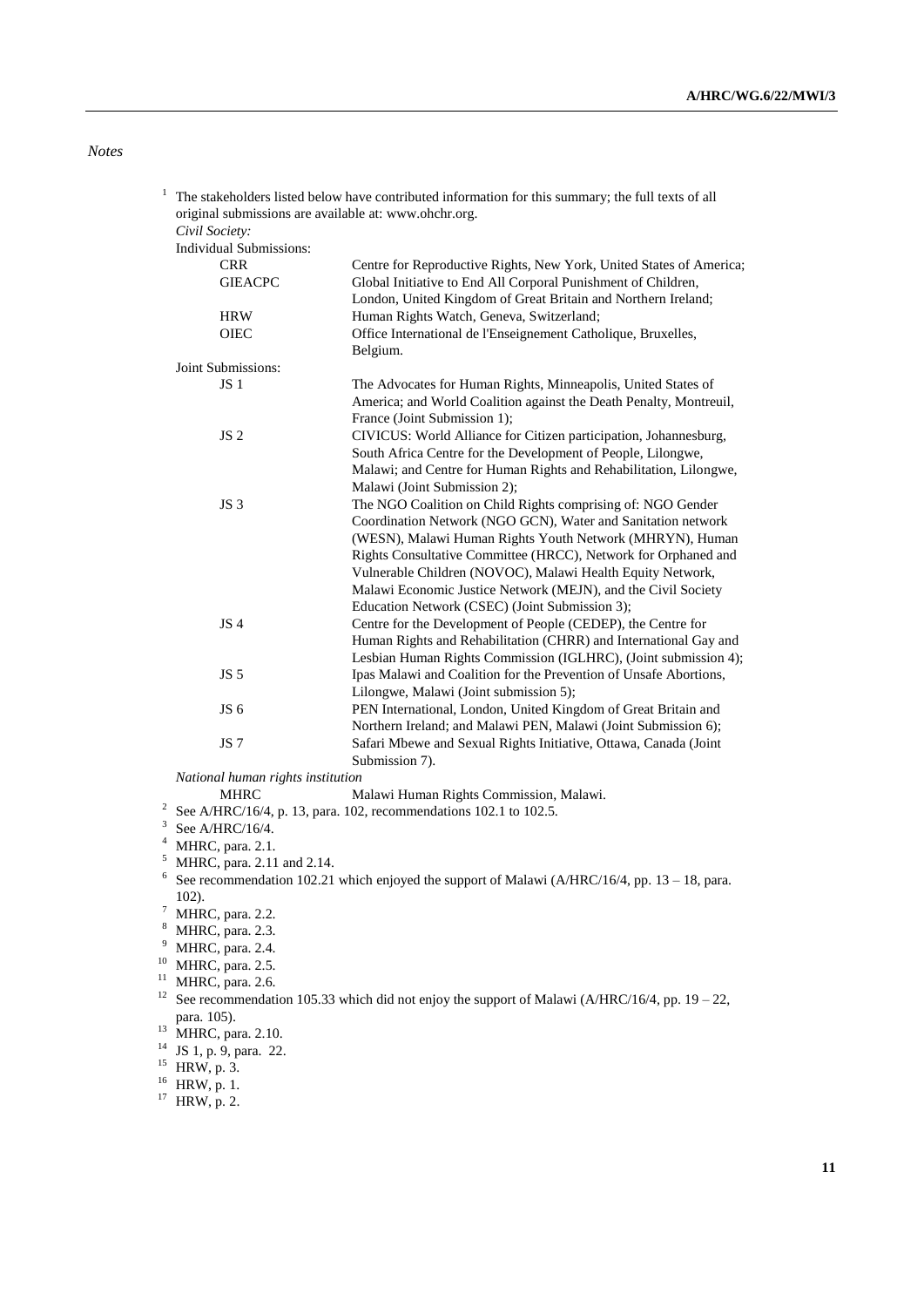*Notes*

[1] The stakeholders listed below have contributed information for this summary; the full texts of all original submissions are available at: www.ohchr.org.

*Civil Society:*

Individual Submissions:

| | |
|---|---|
| CRR | Centre for Reproductive Rights, New York, United States of America; |
| GIEACPC | Global Initiative to End All Corporal Punishment of Children, London, United Kingdom of Great Britain and Northern Ireland; |
| HRW | Human Rights Watch, Geneva, Switzerland; |
| OIEC | Office International de l'Enseignement Catholique, Bruxelles, Belgium. |

Joint Submissions:

| | |
|---|---|
| JS 1 | The Advocates for Human Rights, Minneapolis, United States of America; and World Coalition against the Death Penalty, Montreuil, France (Joint Submission 1); |
| JS 2 | CIVICUS: World Alliance for Citizen participation, Johannesburg, South Africa Centre for the Development of People, Lilongwe, Malawi; and Centre for Human Rights and Rehabilitation, Lilongwe, Malawi (Joint Submission 2); |
| JS 3 | The NGO Coalition on Child Rights comprising of: NGO Gender Coordination Network (NGO GCN), Water and Sanitation network (WESN), Malawi Human Rights Youth Network (MHRYN), Human Rights Consultative Committee (HRCC), Network for Orphaned and Vulnerable Children (NOVOC), Malawi Health Equity Network, Malawi Economic Justice Network (MEJN), and the Civil Society Education Network (CSEC) (Joint Submission 3); |
| JS 4 | Centre for the Development of People (CEDEP), the Centre for Human Rights and Rehabilitation (CHRR) and International Gay and Lesbian Human Rights Commission (IGLHRC), (Joint submission 4); |
| JS 5 | Ipas Malawi and Coalition for the Prevention of Unsafe Abortions, Lilongwe, Malawi (Joint submission 5); |
| JS 6 | PEN International, London, United Kingdom of Great Britain and Northern Ireland; and Malawi PEN, Malawi (Joint Submission 6); |
| JS 7 | Safari Mbewe and Sexual Rights Initiative, Ottawa, Canada (Joint Submission 7). |

*National human rights institution*

| | |
|---|---|
| MHRC | Malawi Human Rights Commission, Malawi. |

[2] See A/HRC/16/4, p. 13, para. 102, recommendations 102.1 to 102.5.

[3] See A/HRC/16/4.

[4] MHRC, para. 2.1.

[5] MHRC, para. 2.11 and 2.14.

[6] See recommendation 102.21 which enjoyed the support of Malawi (A/HRC/16/4, pp. 13 – 18, para. 102).

[7] MHRC, para. 2.2.

[8] MHRC, para. 2.3.

[9] MHRC, para. 2.4.

[10] MHRC, para. 2.5.

[11] MHRC, para. 2.6.

[12] See recommendation 105.33 which did not enjoy the support of Malawi (A/HRC/16/4, pp. 19 – 22, para. 105).

[13] MHRC, para. 2.10.

[14] JS 1, p. 9, para. 22.

[15] HRW, p. 3.

[16] HRW, p. 1.

[17] HRW, p. 2.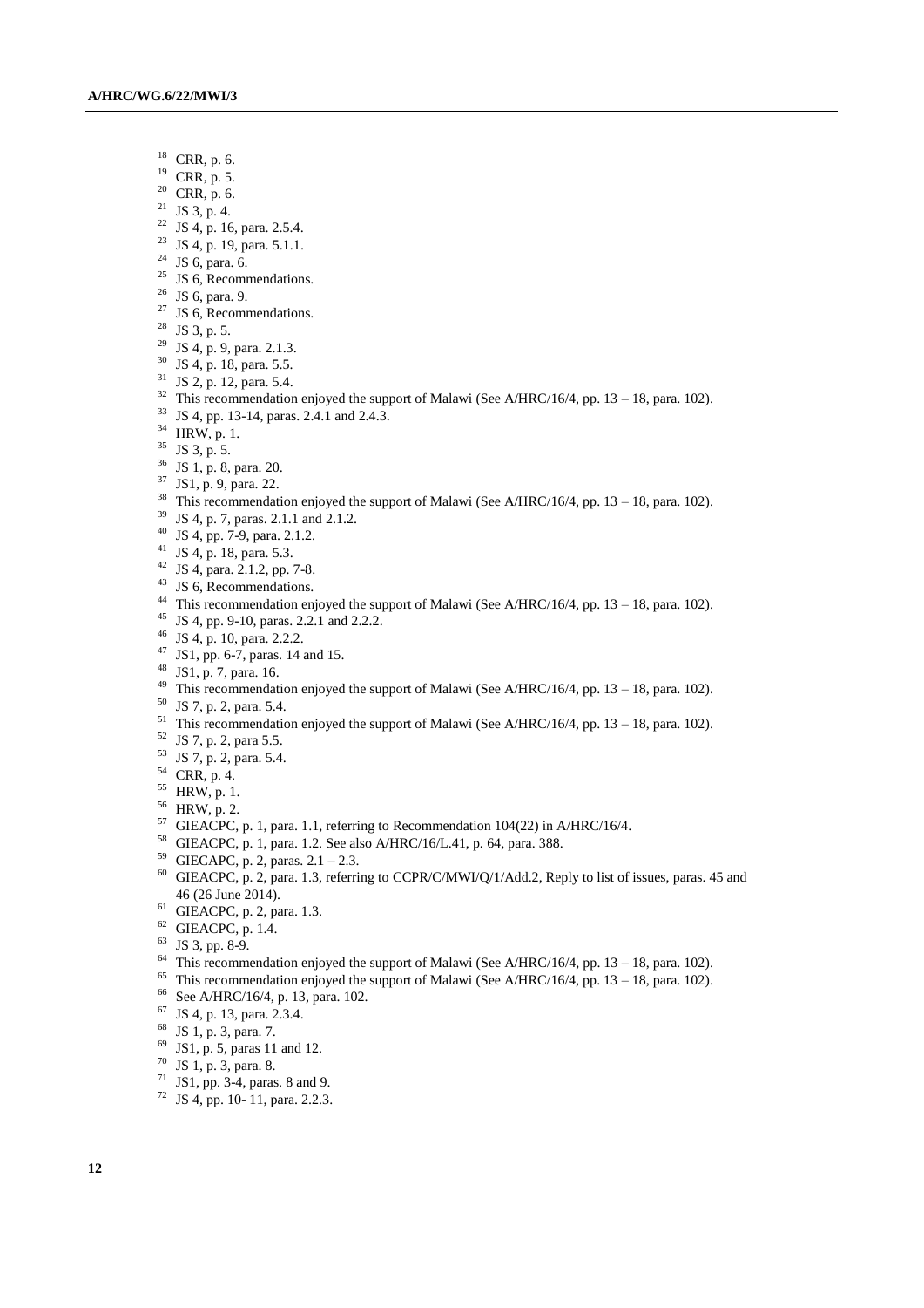[18] CRR, p. 6.
[19] CRR, p. 5.
[20] CRR, p. 6.
[21] JS 3, p. 4.
[22] JS 4, p. 16, para. 2.5.4.
[23] JS 4, p. 19, para. 5.1.1.
[24] JS 6, para. 6.
[25] JS 6, Recommendations.
[26] JS 6, para. 9.
[27] JS 6, Recommendations.
[28] JS 3, p. 5.
[29] JS 4, p. 9, para. 2.1.3.
[30] JS 4, p. 18, para. 5.5.
[31] JS 2, p. 12, para. 5.4.
[32] This recommendation enjoyed the support of Malawi (See A/HRC/16/4, pp. 13 – 18, para. 102).
[33] JS 4, pp. 13-14, paras. 2.4.1 and 2.4.3.
[34] HRW, p. 1.
[35] JS 3, p. 5.
[36] JS 1, p. 8, para. 20.
[37] JS1, p. 9, para. 22.
[38] This recommendation enjoyed the support of Malawi (See A/HRC/16/4, pp. 13 – 18, para. 102).
[39] JS 4, p. 7, paras. 2.1.1 and 2.1.2.
[40] JS 4, pp. 7-9, para. 2.1.2.
[41] JS 4, p. 18, para. 5.3.
[42] JS 4, para. 2.1.2, pp. 7-8.
[43] JS 6, Recommendations.
[44] This recommendation enjoyed the support of Malawi (See A/HRC/16/4, pp. 13 – 18, para. 102).
[45] JS 4, pp. 9-10, paras. 2.2.1 and 2.2.2.
[46] JS 4, p. 10, para. 2.2.2.
[47] JS1, pp. 6-7, paras. 14 and 15.
[48] JS1, p. 7, para. 16.
[49] This recommendation enjoyed the support of Malawi (See A/HRC/16/4, pp. 13 – 18, para. 102).
[50] JS 7, p. 2, para. 5.4.
[51] This recommendation enjoyed the support of Malawi (See A/HRC/16/4, pp. 13 – 18, para. 102).
[52] JS 7, p. 2, para 5.5.
[53] JS 7, p. 2, para. 5.4.
[54] CRR, p. 4.
[55] HRW, p. 1.
[56] HRW, p. 2.
[57] GIEACPC, p. 1, para. 1.1, referring to Recommendation 104(22) in A/HRC/16/4.
[58] GIEACPC, p. 1, para. 1.2. See also A/HRC/16/L.41, p. 64, para. 388.
[59] GIECAPC, p. 2, paras. 2.1 – 2.3.
[60] GIEACPC, p. 2, para. 1.3, referring to CCPR/C/MWI/Q/1/Add.2, Reply to list of issues, paras. 45 and 46 (26 June 2014).
[61] GIEACPC, p. 2, para. 1.3.
[62] GIEACPC, p. 1.4.
[63] JS 3, pp. 8-9.
[64] This recommendation enjoyed the support of Malawi (See A/HRC/16/4, pp. 13 – 18, para. 102).
[65] This recommendation enjoyed the support of Malawi (See A/HRC/16/4, pp. 13 – 18, para. 102).
[66] See A/HRC/16/4, p. 13, para. 102.
[67] JS 4, p. 13, para. 2.3.4.
[68] JS 1, p. 3, para. 7.
[69] JS1, p. 5, paras 11 and 12.
[70] JS 1, p. 3, para. 8.
[71] JS1, pp. 3-4, paras. 8 and 9.
[72] JS 4, pp. 10- 11, para. 2.2.3.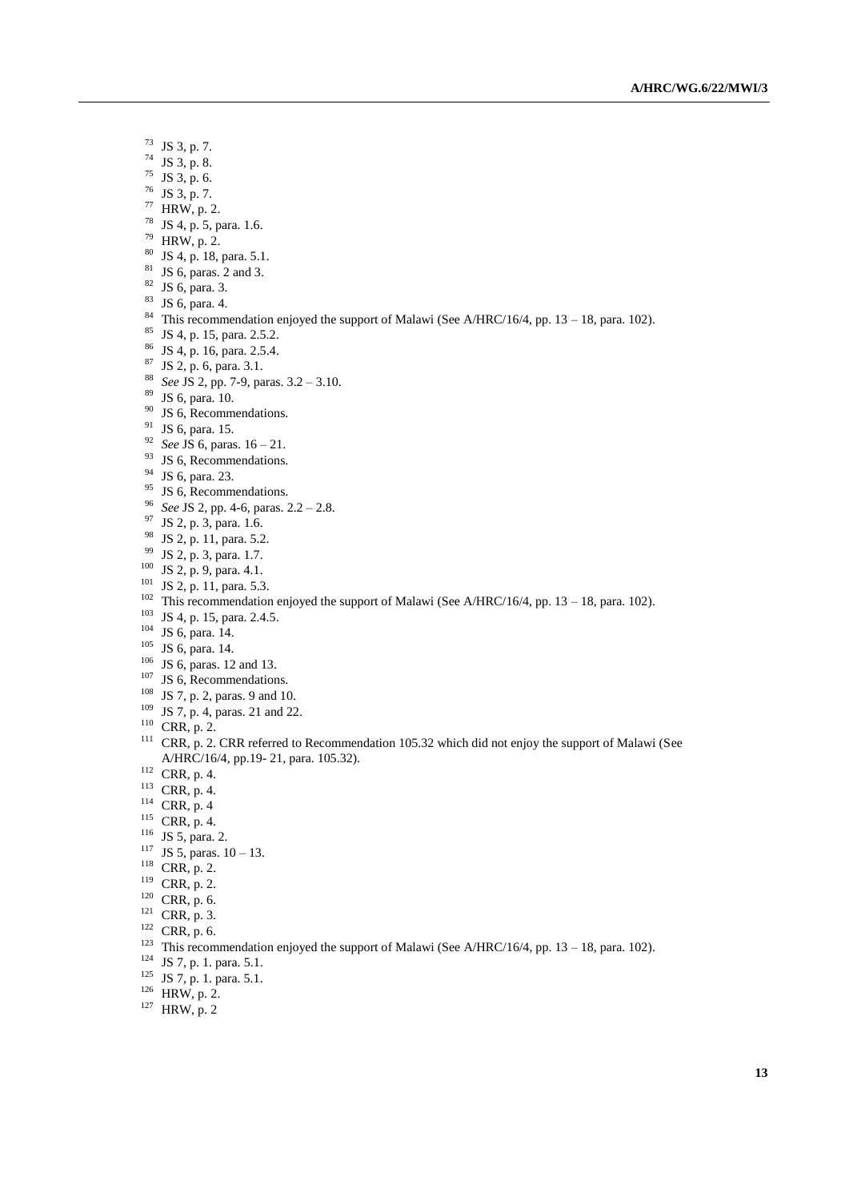[73] JS 3, p. 7.
[74] JS 3, p. 8.
[75] JS 3, p. 6.
[76] JS 3, p. 7.
[77] HRW, p. 2.
[78] JS 4, p. 5, para. 1.6.
[79] HRW, p. 2.
[80] JS 4, p. 18, para. 5.1.
[81] JS 6, paras. 2 and 3.
[82] JS 6, para. 3.
[83] JS 6, para. 4.
[84] This recommendation enjoyed the support of Malawi (See A/HRC/16/4, pp. 13 – 18, para. 102).
[85] JS 4, p. 15, para. 2.5.2.
[86] JS 4, p. 16, para. 2.5.4.
[87] JS 2, p. 6, para. 3.1.
[88] *See* JS 2, pp. 7-9, paras. 3.2 – 3.10.
[89] JS 6, para. 10.
[90] JS 6, Recommendations.
[91] JS 6, para. 15.
[92] *See* JS 6, paras. 16 – 21.
[93] JS 6, Recommendations.
[94] JS 6, para. 23.
[95] JS 6, Recommendations.
[96] *See* JS 2, pp. 4-6, paras. 2.2 – 2.8.
[97] JS 2, p. 3, para. 1.6.
[98] JS 2, p. 11, para. 5.2.
[99] JS 2, p. 3, para. 1.7.
[100] JS 2, p. 9, para. 4.1.
[101] JS 2, p. 11, para. 5.3.
[102] This recommendation enjoyed the support of Malawi (See A/HRC/16/4, pp. 13 – 18, para. 102).
[103] JS 4, p. 15, para. 2.4.5.
[104] JS 6, para. 14.
[105] JS 6, para. 14.
[106] JS 6, paras. 12 and 13.
[107] JS 6, Recommendations.
[108] JS 7, p. 2, paras. 9 and 10.
[109] JS 7, p. 4, paras. 21 and 22.
[110] CRR, p. 2.
[111] CRR, p. 2. CRR referred to Recommendation 105.32 which did not enjoy the support of Malawi (See A/HRC/16/4, pp.19- 21, para. 105.32).
[112] CRR, p. 4.
[113] CRR, p. 4.
[114] CRR, p. 4
[115] CRR, p. 4.
[116] JS 5, para. 2.
[117] JS 5, paras. 10 – 13.
[118] CRR, p. 2.
[119] CRR, p. 2.
[120] CRR, p. 6.
[121] CRR, p. 3.
[122] CRR, p. 6.
[123] This recommendation enjoyed the support of Malawi (See A/HRC/16/4, pp. 13 – 18, para. 102).
[124] JS 7, p. 1. para. 5.1.
[125] JS 7, p. 1. para. 5.1.
[126] HRW, p. 2.
[127] HRW, p. 2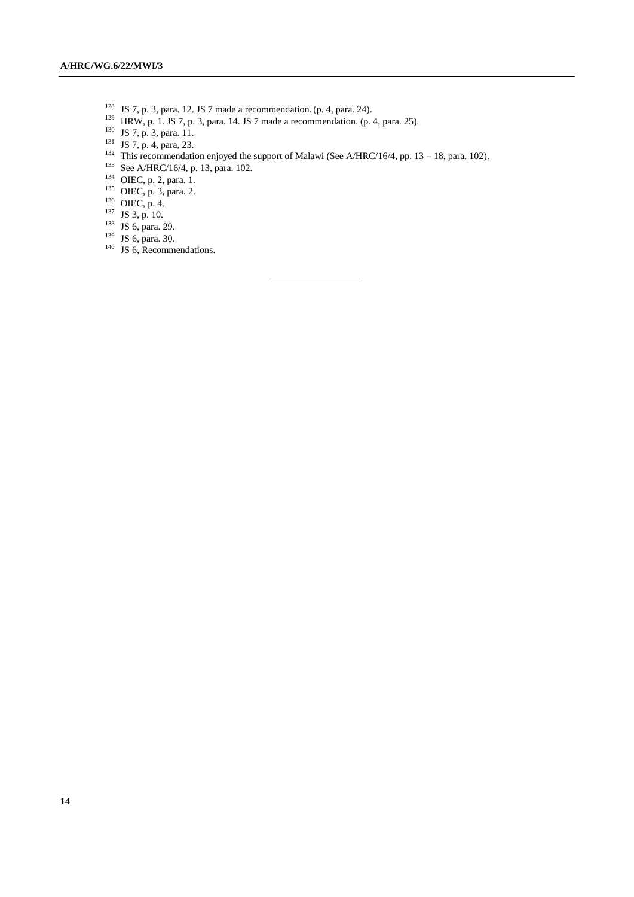[128] JS 7, p. 3, para. 12. JS 7 made a recommendation. (p. 4, para. 24).
[129] HRW, p. 1. JS 7, p. 3, para. 14. JS 7 made a recommendation. (p. 4, para. 25).
[130] JS 7, p. 3, para. 11.
[131] JS 7, p. 4, para, 23.
[132] This recommendation enjoyed the support of Malawi (See A/HRC/16/4, pp. 13 – 18, para. 102).
[133] See A/HRC/16/4, p. 13, para. 102.
[134] OIEC, p. 2, para. 1.
[135] OIEC, p. 3, para. 2.
[136] OIEC, p. 4.
[137] JS 3, p. 10.
[138] JS 6, para. 29.
[139] JS 6, para. 30.
[140] JS 6, Recommendations.